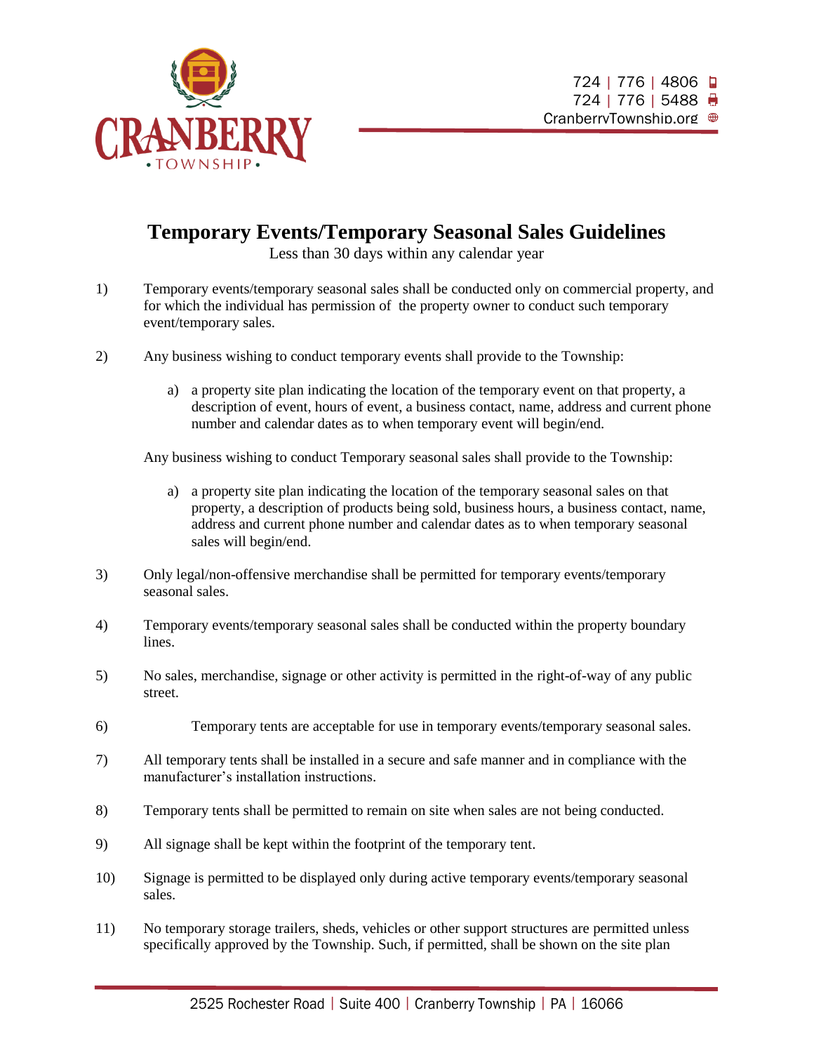# Temporary Events/Temporary Seasonal Sales Guidelines

Less than 30 days within any calendar year

1) Temporary events/temporary seasonal sales shall be conducted only on commercial property, and for which the individual has permission of the property owner to conduct such temporary event/temporary sales.

2) Any business wishing to conduct temporary events shall provide to the Township:

   a) a property site plan indicating the location of the temporary event on that property, a description of event, hours of event, a business contact, name, address and current phone number and calendar dates as to when temporary event will begin/end.

   Any business wishing to conduct Temporary seasonal sales shall provide to the Township:

   a) a property site plan indicating the location of the temporary seasonal sales on that property, a description of products being sold, business hours, a business contact, name, address and current phone number and calendar dates as to when temporary seasonal sales will begin/end.

3) Only legal/non-offensive merchandise shall be permitted for temporary events/temporary seasonal sales.

4) Temporary events/temporary seasonal sales shall be conducted within the property boundary lines.

5) No sales, merchandise, signage or other activity is permitted in the right-of-way of any public street.

6) Temporary tents are acceptable for use in temporary events/temporary seasonal sales.

7) All temporary tents shall be installed in a secure and safe manner and in compliance with the manufacturer's installation instructions.

8) Temporary tents shall be permitted to remain on site when sales are not being conducted.

9) All signage shall be kept within the footprint of the temporary tent.

10) Signage is permitted to be displayed only during active temporary events/temporary seasonal sales.

11) No temporary storage trailers, sheds, vehicles or other support structures are permitted unless specifically approved by the Township. Such, if permitted, shall be shown on the site plan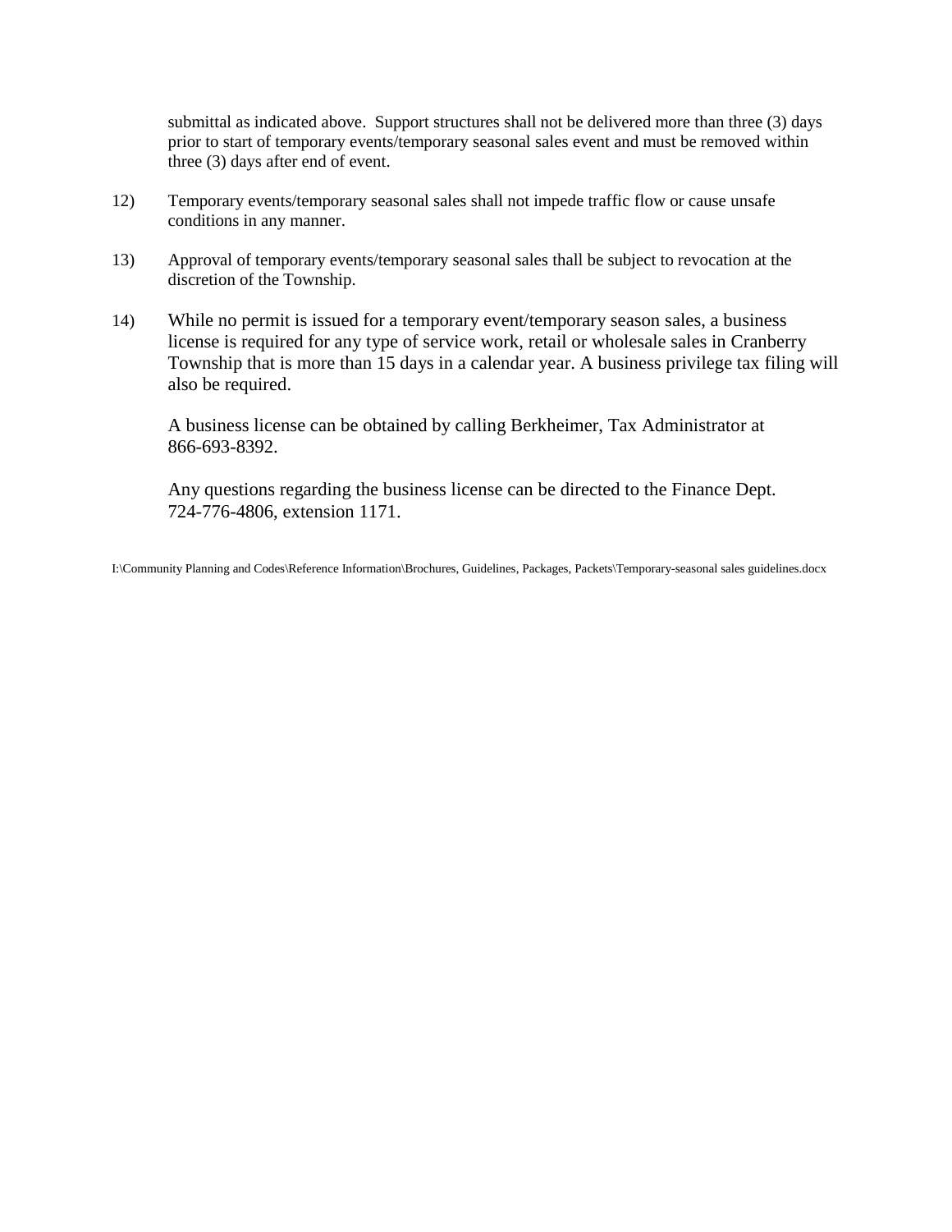submittal as indicated above. Support structures shall not be delivered more than three (3) days prior to start of temporary events/temporary seasonal sales event and must be removed within three (3) days after end of event.

12) Temporary events/temporary seasonal sales shall not impede traffic flow or cause unsafe conditions in any manner.

13) Approval of temporary events/temporary seasonal sales thall be subject to revocation at the discretion of the Township.

14) While no permit is issued for a temporary event/temporary season sales, a business license is required for any type of service work, retail or wholesale sales in Cranberry Township that is more than 15 days in a calendar year. A business privilege tax filing will also be required.

    A business license can be obtained by calling Berkheimer, Tax Administrator at 866-693-8392.

    Any questions regarding the business license can be directed to the Finance Dept. 724-776-4806, extension 1171.

I:\Community Planning and Codes\Reference Information\Brochures, Guidelines, Packages, Packets\Temporary-seasonal sales guidelines.docx